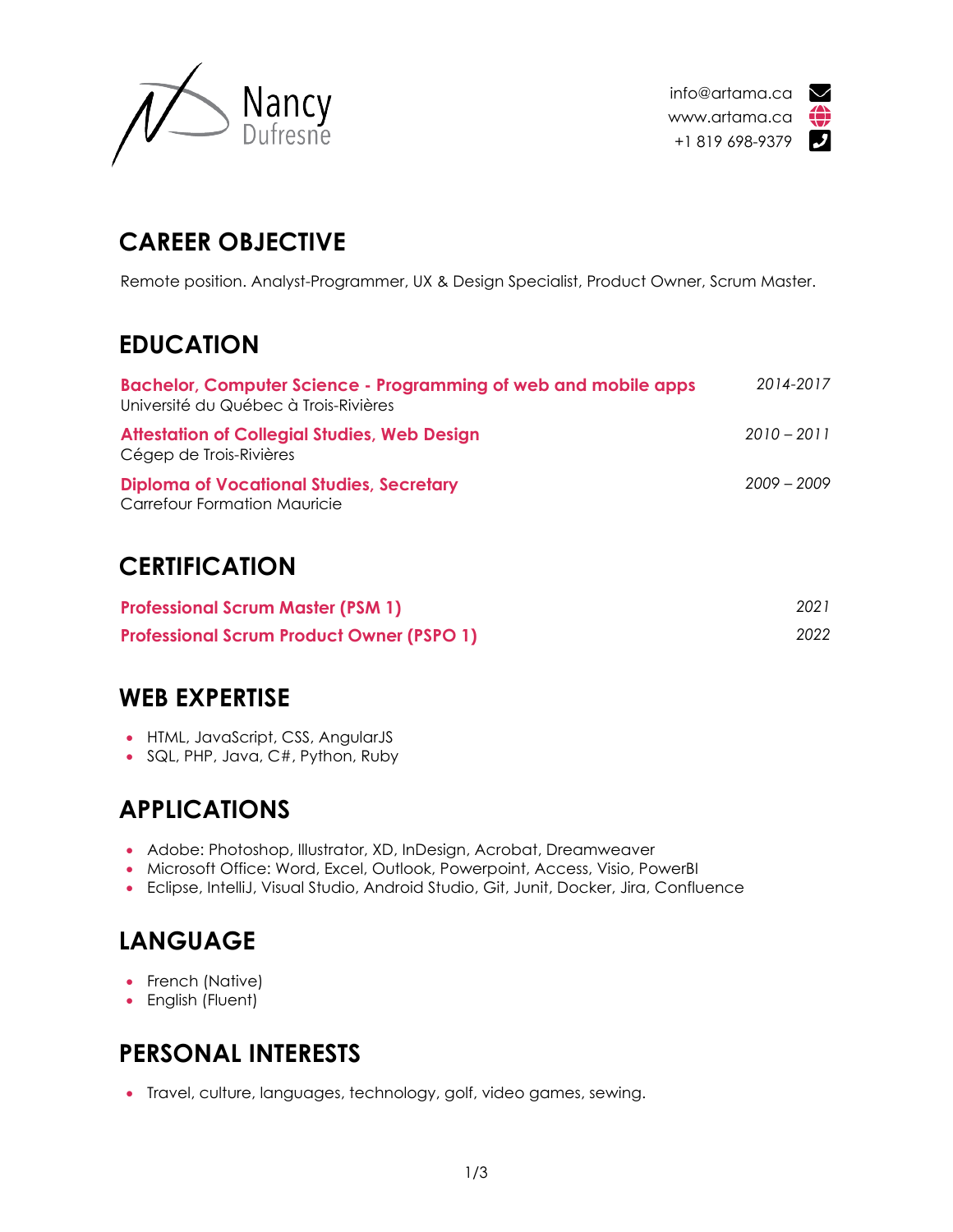# Nancy Dufresne

info@artama.ca
www.artama.ca
+1 819 698-9379

## CAREER OBJECTIVE

Remote position. Analyst-Programmer, UX & Design Specialist, Product Owner, Scrum Master.

## EDUCATION

**Bachelor, Computer Science - Programming of web and mobile apps** *2014-2017*
Université du Québec à Trois-Rivières

**Attestation of Collegial Studies, Web Design** *2010 – 2011*
Cégep de Trois-Rivières

**Diploma of Vocational Studies, Secretary** *2009 – 2009*
Carrefour Formation Mauricie

## CERTIFICATION

**Professional Scrum Master (PSM 1)** *2021*

**Professional Scrum Product Owner (PSPO 1)** *2022*

## WEB EXPERTISE

- HTML, JavaScript, CSS, AngularJS
- SQL, PHP, Java, C#, Python, Ruby

## APPLICATIONS

- Adobe: Photoshop, Illustrator, XD, InDesign, Acrobat, Dreamweaver
- Microsoft Office: Word, Excel, Outlook, Powerpoint, Access, Visio, PowerBI
- Eclipse, IntelliJ, Visual Studio, Android Studio, Git, Junit, Docker, Jira, Confluence

## LANGUAGE

- French (Native)
- English (Fluent)

## PERSONAL INTERESTS

- Travel, culture, languages, technology, golf, video games, sewing.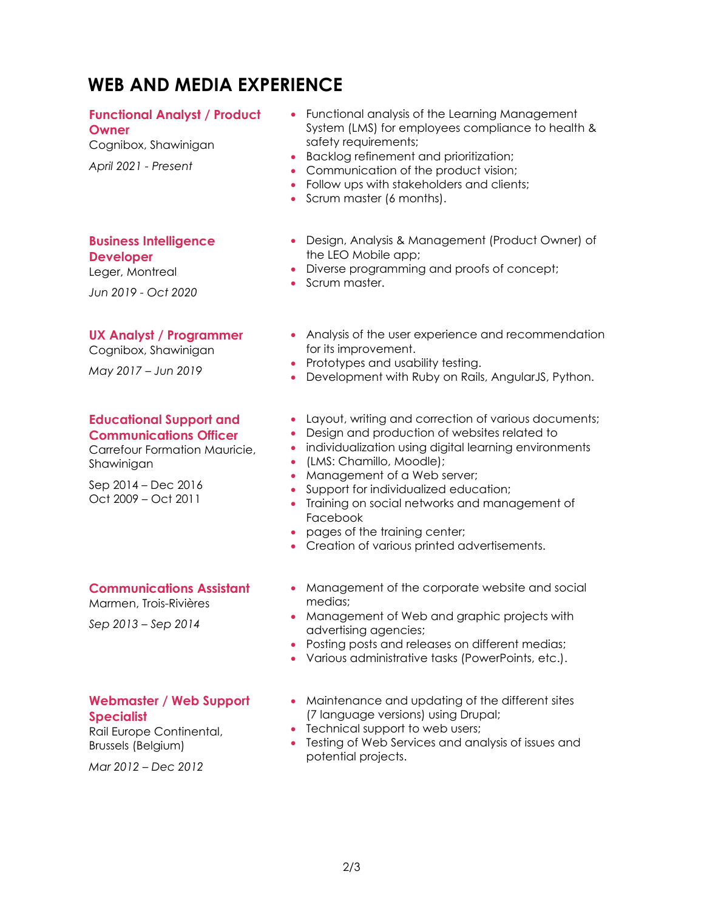# WEB AND MEDIA EXPERIENCE

### Functional Analyst / Product Owner

Cognibox, Shawinigan

*April 2021 - Present*

- Functional analysis of the Learning Management System (LMS) for employees compliance to health & safety requirements;
- Backlog refinement and prioritization;
- Communication of the product vision;
- Follow ups with stakeholders and clients;
- Scrum master (6 months).

### Business Intelligence Developer

Leger, Montreal

*Jun 2019 - Oct 2020*

- Design, Analysis & Management (Product Owner) of the LEO Mobile app;
- Diverse programming and proofs of concept;
- Scrum master.

### UX Analyst / Programmer

Cognibox, Shawinigan

*May 2017 – Jun 2019*

- Analysis of the user experience and recommendation for its improvement.
- Prototypes and usability testing.
- Development with Ruby on Rails, AngularJS, Python.

### Educational Support and Communications Officer

Carrefour Formation Mauricie, Shawinigan

Sep 2014 – Dec 2016
Oct 2009 – Oct 2011

- Layout, writing and correction of various documents;
- Design and production of websites related to
- individualization using digital learning environments
- (LMS: Chamillo, Moodle);
- Management of a Web server;
- Support for individualized education;
- Training on social networks and management of Facebook
- pages of the training center;
- Creation of various printed advertisements.

### Communications Assistant

Marmen, Trois-Rivières

*Sep 2013 – Sep 2014*

- Management of the corporate website and social medias;
- Management of Web and graphic projects with advertising agencies;
- Posting posts and releases on different medias;
- Various administrative tasks (PowerPoints, etc.).

### Webmaster / Web Support Specialist

Rail Europe Continental, Brussels (Belgium)

*Mar 2012 – Dec 2012*

- Maintenance and updating of the different sites (7 language versions) using Drupal;
- Technical support to web users;
- Testing of Web Services and analysis of issues and potential projects.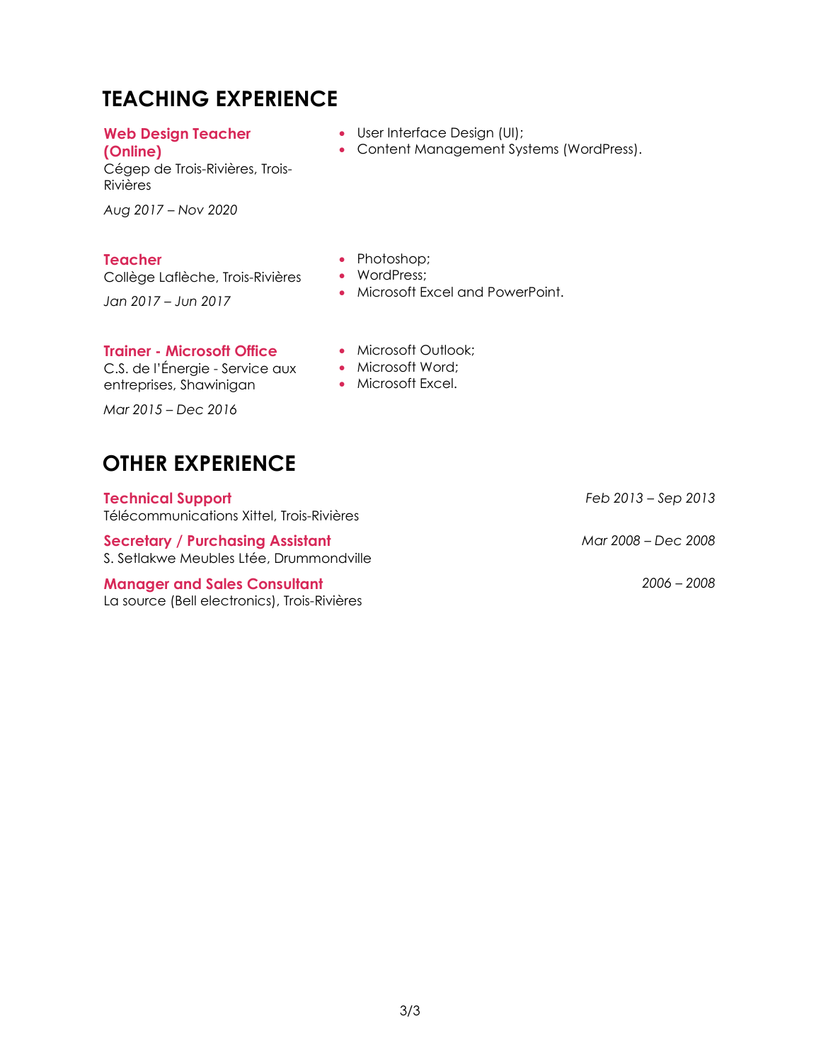## TEACHING EXPERIENCE

### Web Design Teacher (Online)
Cégep de Trois-Rivières, Trois-Rivières

*Aug 2017 – Nov 2020*

- User Interface Design (UI);
- Content Management Systems (WordPress).

### Teacher
Collège Laflèche, Trois-Rivières

*Jan 2017 – Jun 2017*

- Photoshop;
- WordPress;
- Microsoft Excel and PowerPoint.

### Trainer - Microsoft Office
C.S. de l'Énergie - Service aux entreprises, Shawinigan

*Mar 2015 – Dec 2016*

- Microsoft Outlook;
- Microsoft Word;
- Microsoft Excel.

## OTHER EXPERIENCE

### Technical Support
Télécommunications Xittel, Trois-Rivières

*Feb 2013 – Sep 2013*

### Secretary / Purchasing Assistant
S. Setlakwe Meubles Ltée, Drummondville

*Mar 2008 – Dec 2008*

### Manager and Sales Consultant
La source (Bell electronics), Trois-Rivières

*2006 – 2008*